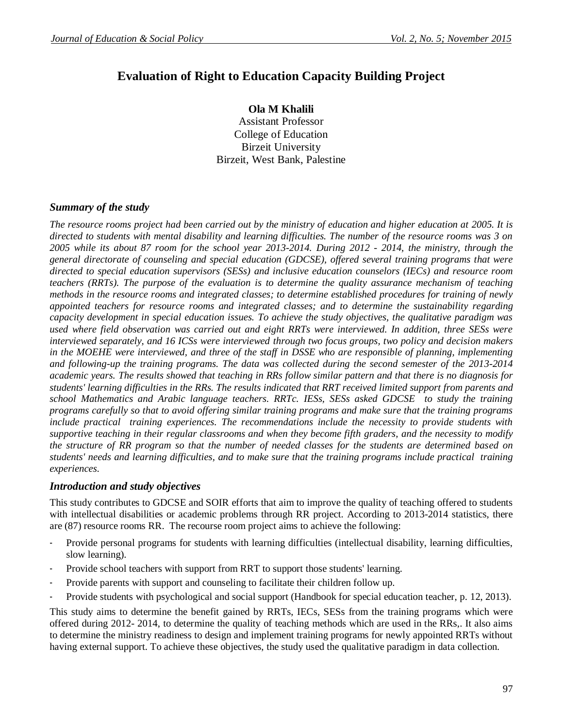# Evaluation of Right to Education Capacity Building Project

**Ola M Khalili**
Assistant Professor
College of Education
Birzeit University
Birzeit, West Bank, Palestine

### *Summary of the study*

*The resource rooms project had been carried out by the ministry of education and higher education at 2005. It is directed to students with mental disability and learning difficulties. The number of the resource rooms was 3 on 2005 while its about 87 room for the school year 2013-2014. During 2012 - 2014, the ministry, through the general directorate of counseling and special education (GDCSE), offered several training programs that were directed to special education supervisors (SESs) and inclusive education counselors (IECs) and resource room teachers (RRTs). The purpose of the evaluation is to determine the quality assurance mechanism of teaching methods in the resource rooms and integrated classes; to determine established procedures for training of newly appointed teachers for resource rooms and integrated classes; and to determine the sustainability regarding capacity development in special education issues. To achieve the study objectives, the qualitative paradigm was used where field observation was carried out and eight RRTs were interviewed. In addition, three SESs were interviewed separately, and 16 ICSs were interviewed through two focus groups, two policy and decision makers in the MOEHE were interviewed, and three of the staff in DSSE who are responsible of planning, implementing and following-up the training programs. The data was collected during the second semester of the 2013-2014 academic years. The results showed that teaching in RRs follow similar pattern and that there is no diagnosis for students' learning difficulties in the RRs. The results indicated that RRT received limited support from parents and school Mathematics and Arabic language teachers. RRTc. IESs, SESs asked GDCSE to study the training programs carefully so that to avoid offering similar training programs and make sure that the training programs include practical training experiences. The recommendations include the necessity to provide students with supportive teaching in their regular classrooms and when they become fifth graders, and the necessity to modify the structure of RR program so that the number of needed classes for the students are determined based on students' needs and learning difficulties, and to make sure that the training programs include practical training experiences.*

### *Introduction and study objectives*

This study contributes to GDCSE and SOIR efforts that aim to improve the quality of teaching offered to students with intellectual disabilities or academic problems through RR project. According to 2013-2014 statistics, there are (87) resource rooms RR. The recourse room project aims to achieve the following:

- Provide personal programs for students with learning difficulties (intellectual disability, learning difficulties, slow learning).
- Provide school teachers with support from RRT to support those students' learning.
- Provide parents with support and counseling to facilitate their children follow up.
- Provide students with psychological and social support (Handbook for special education teacher, p. 12, 2013).

This study aims to determine the benefit gained by RRTs, IECs, SESs from the training programs which were offered during 2012- 2014, to determine the quality of teaching methods which are used in the RRs,. It also aims to determine the ministry readiness to design and implement training programs for newly appointed RRTs without having external support. To achieve these objectives, the study used the qualitative paradigm in data collection.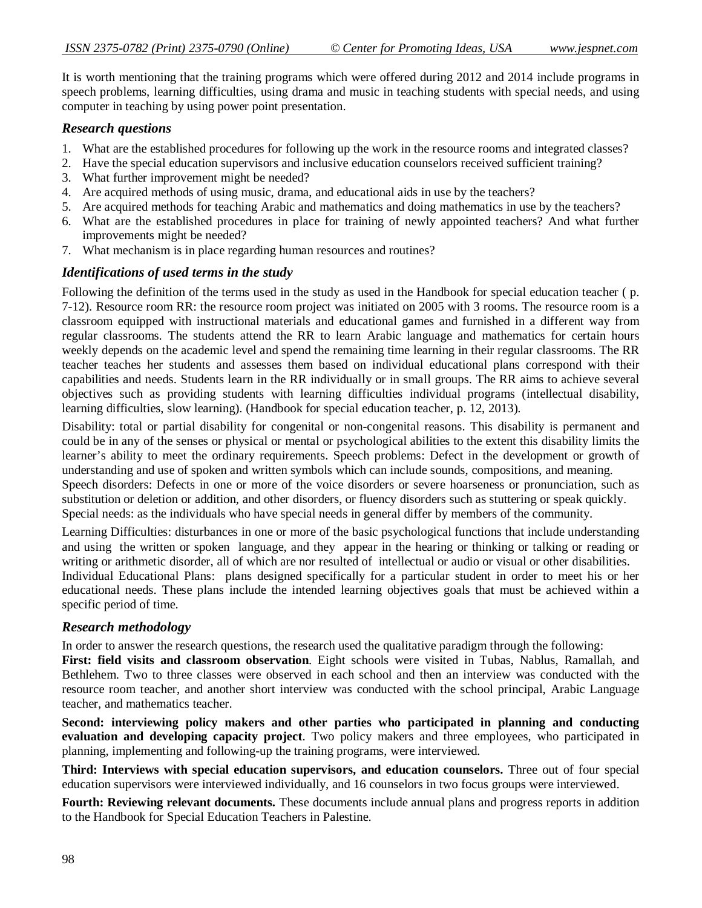It is worth mentioning that the training programs which were offered during 2012 and 2014 include programs in speech problems, learning difficulties, using drama and music in teaching students with special needs, and using computer in teaching by using power point presentation.

### *Research questions*

1. What are the established procedures for following up the work in the resource rooms and integrated classes?
2. Have the special education supervisors and inclusive education counselors received sufficient training?
3. What further improvement might be needed?
4. Are acquired methods of using music, drama, and educational aids in use by the teachers?
5. Are acquired methods for teaching Arabic and mathematics and doing mathematics in use by the teachers?
6. What are the established procedures in place for training of newly appointed teachers? And what further improvements might be needed?
7. What mechanism is in place regarding human resources and routines?

### *Identifications of used terms in the study*

Following the definition of the terms used in the study as used in the Handbook for special education teacher ( p. 7-12). Resource room RR: the resource room project was initiated on 2005 with 3 rooms. The resource room is a classroom equipped with instructional materials and educational games and furnished in a different way from regular classrooms. The students attend the RR to learn Arabic language and mathematics for certain hours weekly depends on the academic level and spend the remaining time learning in their regular classrooms. The RR teacher teaches her students and assesses them based on individual educational plans correspond with their capabilities and needs. Students learn in the RR individually or in small groups. The RR aims to achieve several objectives such as providing students with learning difficulties individual programs (intellectual disability, learning difficulties, slow learning). (Handbook for special education teacher, p. 12, 2013).

Disability: total or partial disability for congenital or non-congenital reasons. This disability is permanent and could be in any of the senses or physical or mental or psychological abilities to the extent this disability limits the learner's ability to meet the ordinary requirements. Speech problems: Defect in the development or growth of understanding and use of spoken and written symbols which can include sounds, compositions, and meaning.
Speech disorders: Defects in one or more of the voice disorders or severe hoarseness or pronunciation, such as substitution or deletion or addition, and other disorders, or fluency disorders such as stuttering or speak quickly.
Special needs: as the individuals who have special needs in general differ by members of the community.

Learning Difficulties: disturbances in one or more of the basic psychological functions that include understanding and using the written or spoken language, and they appear in the hearing or thinking or talking or reading or writing or arithmetic disorder, all of which are nor resulted of intellectual or audio or visual or other disabilities.
Individual Educational Plans: plans designed specifically for a particular student in order to meet his or her educational needs. These plans include the intended learning objectives goals that must be achieved within a specific period of time.

### *Research methodology*

In order to answer the research questions, the research used the qualitative paradigm through the following:
**First: field visits and classroom observation**. Eight schools were visited in Tubas, Nablus, Ramallah, and Bethlehem. Two to three classes were observed in each school and then an interview was conducted with the resource room teacher, and another short interview was conducted with the school principal, Arabic Language teacher, and mathematics teacher.

**Second: interviewing policy makers and other parties who participated in planning and conducting evaluation and developing capacity project**. Two policy makers and three employees, who participated in planning, implementing and following-up the training programs, were interviewed.

**Third: Interviews with special education supervisors, and education counselors.** Three out of four special education supervisors were interviewed individually, and 16 counselors in two focus groups were interviewed.

**Fourth: Reviewing relevant documents.** These documents include annual plans and progress reports in addition to the Handbook for Special Education Teachers in Palestine.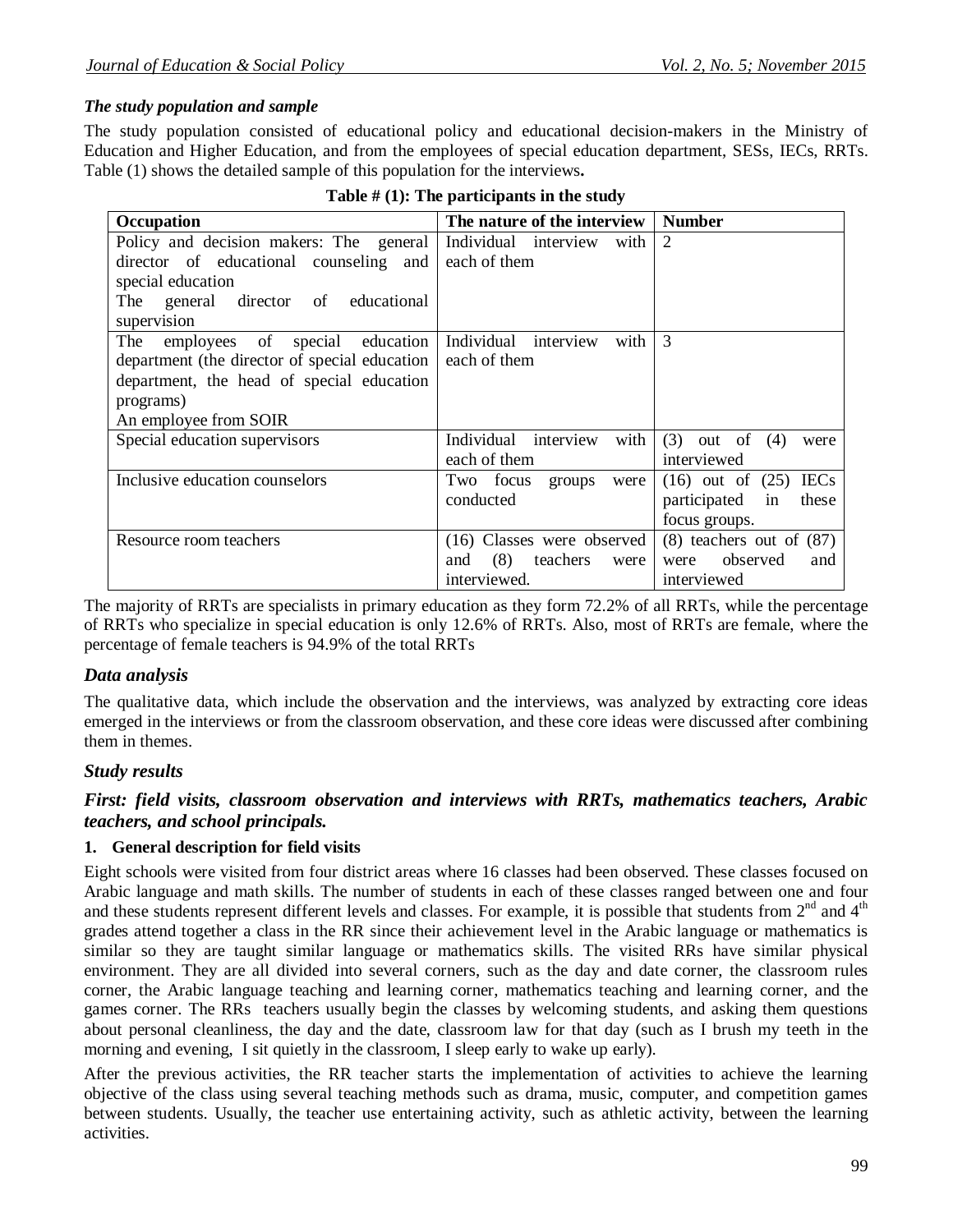### *The study population and sample*

The study population consisted of educational policy and educational decision-makers in the Ministry of Education and Higher Education, and from the employees of special education department, SESs, IECs, RRTs. Table (1) shows the detailed sample of this population for the interviews**.**

**Table # (1): The participants in the study**

| Occupation | The nature of the interview | Number |
|---|---|---|
| Policy and decision makers: The general director of educational counseling and special education<br>The general director of educational supervision | Individual interview with each of them | 2 |
| The employees of special education department (the director of special education department, the head of special education programs)<br>An employee from SOIR | Individual interview with each of them | 3 |
| Special education supervisors | Individual interview with each of them | (3) out of (4) were interviewed |
| Inclusive education counselors | Two focus groups were conducted | (16) out of (25) IECs participated in these focus groups. |
| Resource room teachers | (16) Classes were observed and (8) teachers were interviewed. | (8) teachers out of (87) were observed and interviewed |

The majority of RRTs are specialists in primary education as they form 72.2% of all RRTs, while the percentage of RRTs who specialize in special education is only 12.6% of RRTs. Also, most of RRTs are female, where the percentage of female teachers is 94.9% of the total RRTs

## *Data analysis*

The qualitative data, which include the observation and the interviews, was analyzed by extracting core ideas emerged in the interviews or from the classroom observation, and these core ideas were discussed after combining them in themes.

## *Study results*

### *First: field visits, classroom observation and interviews with RRTs, mathematics teachers, Arabic teachers, and school principals.*

**1. General description for field visits**

Eight schools were visited from four district areas where 16 classes had been observed. These classes focused on Arabic language and math skills. The number of students in each of these classes ranged between one and four and these students represent different levels and classes. For example, it is possible that students from 2nd and 4th grades attend together a class in the RR since their achievement level in the Arabic language or mathematics is similar so they are taught similar language or mathematics skills. The visited RRs have similar physical environment. They are all divided into several corners, such as the day and date corner, the classroom rules corner, the Arabic language teaching and learning corner, mathematics teaching and learning corner, and the games corner. The RRs teachers usually begin the classes by welcoming students, and asking them questions about personal cleanliness, the day and the date, classroom law for that day (such as I brush my teeth in the morning and evening, I sit quietly in the classroom, I sleep early to wake up early).

After the previous activities, the RR teacher starts the implementation of activities to achieve the learning objective of the class using several teaching methods such as drama, music, computer, and competition games between students. Usually, the teacher use entertaining activity, such as athletic activity, between the learning activities.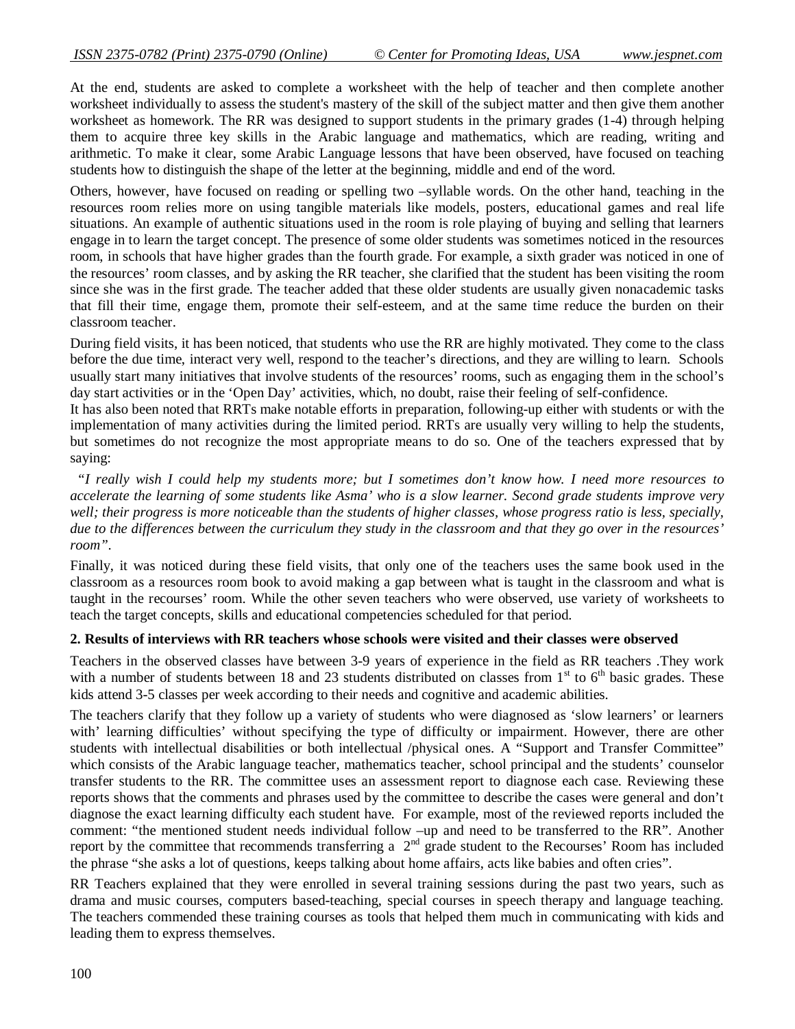At the end, students are asked to complete a worksheet with the help of teacher and then complete another worksheet individually to assess the student's mastery of the skill of the subject matter and then give them another worksheet as homework. The RR was designed to support students in the primary grades (1-4) through helping them to acquire three key skills in the Arabic language and mathematics, which are reading, writing and arithmetic. To make it clear, some Arabic Language lessons that have been observed, have focused on teaching students how to distinguish the shape of the letter at the beginning, middle and end of the word.

Others, however, have focused on reading or spelling two –syllable words. On the other hand, teaching in the resources room relies more on using tangible materials like models, posters, educational games and real life situations. An example of authentic situations used in the room is role playing of buying and selling that learners engage in to learn the target concept. The presence of some older students was sometimes noticed in the resources room, in schools that have higher grades than the fourth grade. For example, a sixth grader was noticed in one of the resources' room classes, and by asking the RR teacher, she clarified that the student has been visiting the room since she was in the first grade. The teacher added that these older students are usually given nonacademic tasks that fill their time, engage them, promote their self-esteem, and at the same time reduce the burden on their classroom teacher.

During field visits, it has been noticed, that students who use the RR are highly motivated. They come to the class before the due time, interact very well, respond to the teacher's directions, and they are willing to learn. Schools usually start many initiatives that involve students of the resources' rooms, such as engaging them in the school's day start activities or in the 'Open Day' activities, which, no doubt, raise their feeling of self-confidence.

It has also been noted that RRTs make notable efforts in preparation, following-up either with students or with the implementation of many activities during the limited period. RRTs are usually very willing to help the students, but sometimes do not recognize the most appropriate means to do so. One of the teachers expressed that by saying:

*"I really wish I could help my students more; but I sometimes don't know how. I need more resources to accelerate the learning of some students like Asma' who is a slow learner. Second grade students improve very well; their progress is more noticeable than the students of higher classes, whose progress ratio is less, specially, due to the differences between the curriculum they study in the classroom and that they go over in the resources' room".*

Finally, it was noticed during these field visits, that only one of the teachers uses the same book used in the classroom as a resources room book to avoid making a gap between what is taught in the classroom and what is taught in the recourses' room. While the other seven teachers who were observed, use variety of worksheets to teach the target concepts, skills and educational competencies scheduled for that period.

**2. Results of interviews with RR teachers whose schools were visited and their classes were observed**

Teachers in the observed classes have between 3-9 years of experience in the field as RR teachers .They work with a number of students between 18 and 23 students distributed on classes from 1st to 6th basic grades. These kids attend 3-5 classes per week according to their needs and cognitive and academic abilities.

The teachers clarify that they follow up a variety of students who were diagnosed as 'slow learners' or learners with' learning difficulties' without specifying the type of difficulty or impairment. However, there are other students with intellectual disabilities or both intellectual /physical ones. A "Support and Transfer Committee" which consists of the Arabic language teacher, mathematics teacher, school principal and the students' counselor transfer students to the RR. The committee uses an assessment report to diagnose each case. Reviewing these reports shows that the comments and phrases used by the committee to describe the cases were general and don't diagnose the exact learning difficulty each student have. For example, most of the reviewed reports included the comment: "the mentioned student needs individual follow –up and need to be transferred to the RR". Another report by the committee that recommends transferring a 2nd grade student to the Recourses' Room has included the phrase "she asks a lot of questions, keeps talking about home affairs, acts like babies and often cries".

RR Teachers explained that they were enrolled in several training sessions during the past two years, such as drama and music courses, computers based-teaching, special courses in speech therapy and language teaching. The teachers commended these training courses as tools that helped them much in communicating with kids and leading them to express themselves.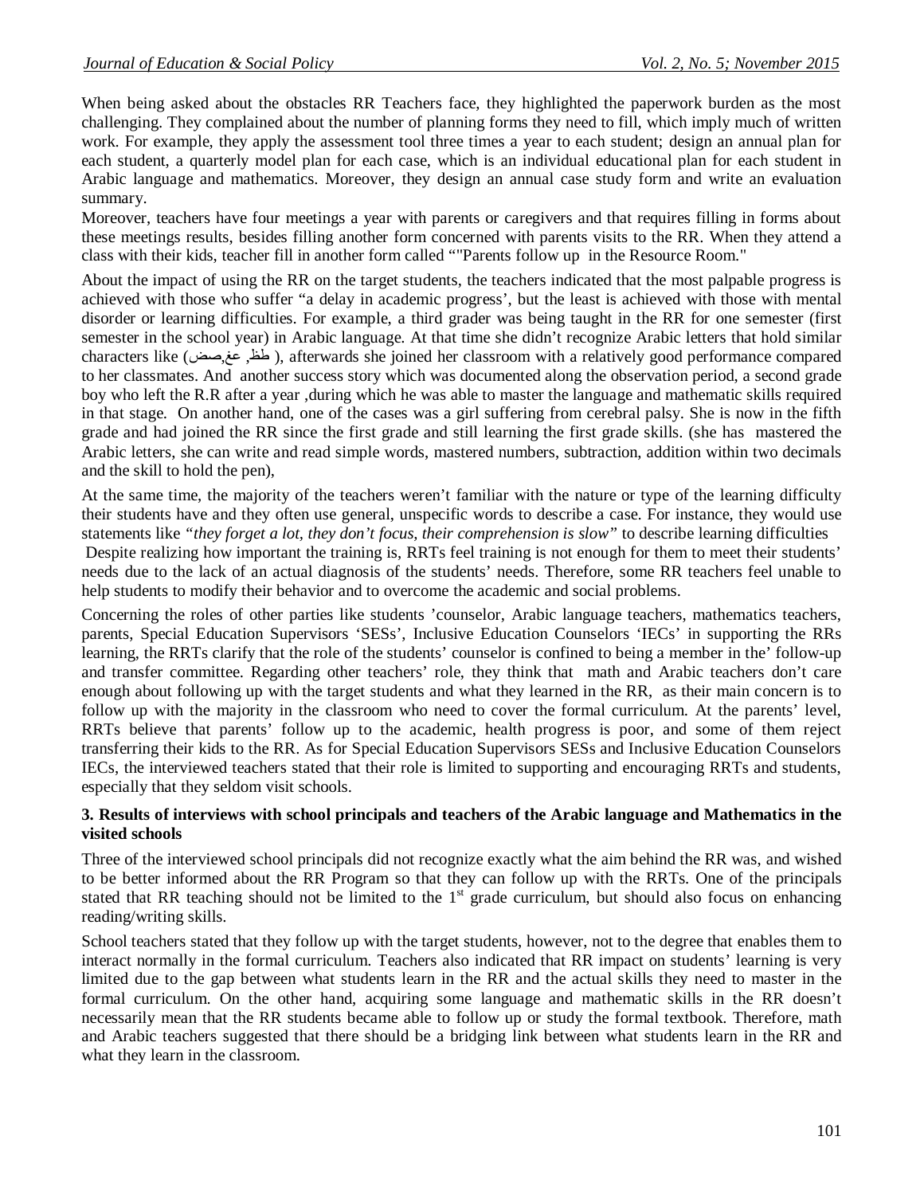When being asked about the obstacles RR Teachers face, they highlighted the paperwork burden as the most challenging. They complained about the number of planning forms they need to fill, which imply much of written work. For example, they apply the assessment tool three times a year to each student; design an annual plan for each student, a quarterly model plan for each case, which is an individual educational plan for each student in Arabic language and mathematics. Moreover, they design an annual case study form and write an evaluation summary.

Moreover, teachers have four meetings a year with parents or caregivers and that requires filling in forms about these meetings results, besides filling another form concerned with parents visits to the RR. When they attend a class with their kids, teacher fill in another form called ""Parents follow up in the Resource Room."

About the impact of using the RR on the target students, the teachers indicated that the most palpable progress is achieved with those who suffer "a delay in academic progress', but the least is achieved with those with mental disorder or learning difficulties. For example, a third grader was being taught in the RR for one semester (first semester in the school year) in Arabic language. At that time she didn't recognize Arabic letters that hold similar characters like (طظ, عغ,صض ), afterwards she joined her classroom with a relatively good performance compared to her classmates. And another success story which was documented along the observation period, a second grade boy who left the R.R after a year ,during which he was able to master the language and mathematic skills required in that stage. On another hand, one of the cases was a girl suffering from cerebral palsy. She is now in the fifth grade and had joined the RR since the first grade and still learning the first grade skills. (she has mastered the Arabic letters, she can write and read simple words, mastered numbers, subtraction, addition within two decimals and the skill to hold the pen),

At the same time, the majority of the teachers weren't familiar with the nature or type of the learning difficulty their students have and they often use general, unspecific words to describe a case. For instance, they would use statements like *"they forget a lot, they don't focus, their comprehension is slow"* to describe learning difficulties

Despite realizing how important the training is, RRTs feel training is not enough for them to meet their students' needs due to the lack of an actual diagnosis of the students' needs. Therefore, some RR teachers feel unable to help students to modify their behavior and to overcome the academic and social problems.

Concerning the roles of other parties like students 'counselor, Arabic language teachers, mathematics teachers, parents, Special Education Supervisors 'SESs', Inclusive Education Counselors 'IECs' in supporting the RRs learning, the RRTs clarify that the role of the students' counselor is confined to being a member in the' follow-up and transfer committee. Regarding other teachers' role, they think that math and Arabic teachers don't care enough about following up with the target students and what they learned in the RR, as their main concern is to follow up with the majority in the classroom who need to cover the formal curriculum. At the parents' level, RRTs believe that parents' follow up to the academic, health progress is poor, and some of them reject transferring their kids to the RR. As for Special Education Supervisors SESs and Inclusive Education Counselors IECs, the interviewed teachers stated that their role is limited to supporting and encouraging RRTs and students, especially that they seldom visit schools.

### 3. Results of interviews with school principals and teachers of the Arabic language and Mathematics in the visited schools

Three of the interviewed school principals did not recognize exactly what the aim behind the RR was, and wished to be better informed about the RR Program so that they can follow up with the RRTs. One of the principals stated that RR teaching should not be limited to the 1st grade curriculum, but should also focus on enhancing reading/writing skills.

School teachers stated that they follow up with the target students, however, not to the degree that enables them to interact normally in the formal curriculum. Teachers also indicated that RR impact on students' learning is very limited due to the gap between what students learn in the RR and the actual skills they need to master in the formal curriculum. On the other hand, acquiring some language and mathematic skills in the RR doesn't necessarily mean that the RR students became able to follow up or study the formal textbook. Therefore, math and Arabic teachers suggested that there should be a bridging link between what students learn in the RR and what they learn in the classroom.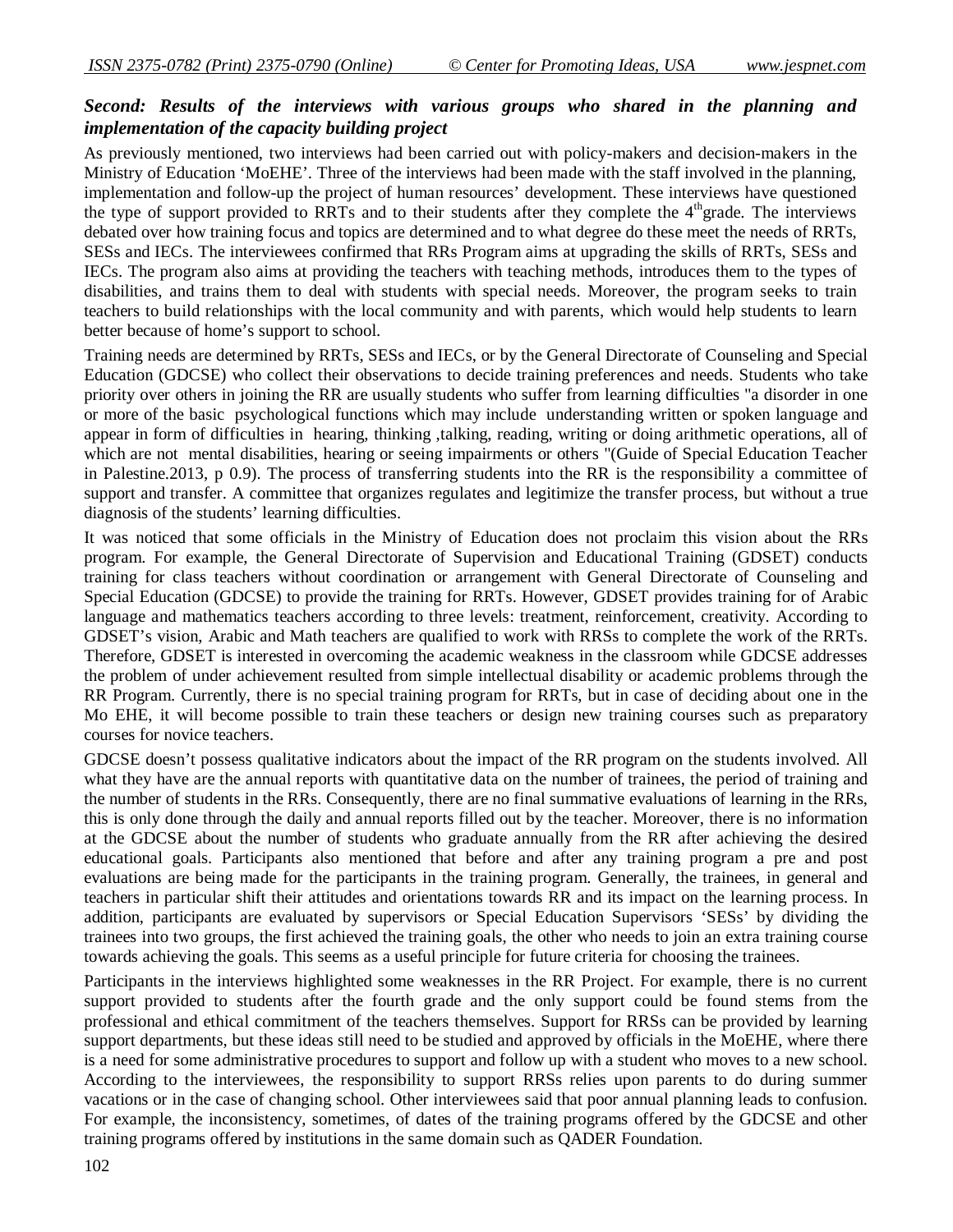### *Second: Results of the interviews with various groups who shared in the planning and implementation of the capacity building project*

As previously mentioned, two interviews had been carried out with policy-makers and decision-makers in the Ministry of Education 'MoEHE'. Three of the interviews had been made with the staff involved in the planning, implementation and follow-up the project of human resources' development. These interviews have questioned the type of support provided to RRTs and to their students after they complete the 4th grade. The interviews debated over how training focus and topics are determined and to what degree do these meet the needs of RRTs, SESs and IECs. The interviewees confirmed that RRs Program aims at upgrading the skills of RRTs, SESs and IECs. The program also aims at providing the teachers with teaching methods, introduces them to the types of disabilities, and trains them to deal with students with special needs. Moreover, the program seeks to train teachers to build relationships with the local community and with parents, which would help students to learn better because of home's support to school.

Training needs are determined by RRTs, SESs and IECs, or by the General Directorate of Counseling and Special Education (GDCSE) who collect their observations to decide training preferences and needs. Students who take priority over others in joining the RR are usually students who suffer from learning difficulties "a disorder in one or more of the basic psychological functions which may include understanding written or spoken language and appear in form of difficulties in hearing, thinking ,talking, reading, writing or doing arithmetic operations, all of which are not mental disabilities, hearing or seeing impairments or others "(Guide of Special Education Teacher in Palestine.2013, p 0.9). The process of transferring students into the RR is the responsibility a committee of support and transfer. A committee that organizes regulates and legitimize the transfer process, but without a true diagnosis of the students' learning difficulties.

It was noticed that some officials in the Ministry of Education does not proclaim this vision about the RRs program. For example, the General Directorate of Supervision and Educational Training (GDSET) conducts training for class teachers without coordination or arrangement with General Directorate of Counseling and Special Education (GDCSE) to provide the training for RRTs. However, GDSET provides training for of Arabic language and mathematics teachers according to three levels: treatment, reinforcement, creativity. According to GDSET's vision, Arabic and Math teachers are qualified to work with RRSs to complete the work of the RRTs. Therefore, GDSET is interested in overcoming the academic weakness in the classroom while GDCSE addresses the problem of under achievement resulted from simple intellectual disability or academic problems through the RR Program. Currently, there is no special training program for RRTs, but in case of deciding about one in the Mo EHE, it will become possible to train these teachers or design new training courses such as preparatory courses for novice teachers.

GDCSE doesn't possess qualitative indicators about the impact of the RR program on the students involved. All what they have are the annual reports with quantitative data on the number of trainees, the period of training and the number of students in the RRs. Consequently, there are no final summative evaluations of learning in the RRs, this is only done through the daily and annual reports filled out by the teacher. Moreover, there is no information at the GDCSE about the number of students who graduate annually from the RR after achieving the desired educational goals. Participants also mentioned that before and after any training program a pre and post evaluations are being made for the participants in the training program. Generally, the trainees, in general and teachers in particular shift their attitudes and orientations towards RR and its impact on the learning process. In addition, participants are evaluated by supervisors or Special Education Supervisors 'SESs' by dividing the trainees into two groups, the first achieved the training goals, the other who needs to join an extra training course towards achieving the goals. This seems as a useful principle for future criteria for choosing the trainees.

Participants in the interviews highlighted some weaknesses in the RR Project. For example, there is no current support provided to students after the fourth grade and the only support could be found stems from the professional and ethical commitment of the teachers themselves. Support for RRSs can be provided by learning support departments, but these ideas still need to be studied and approved by officials in the MoEHE, where there is a need for some administrative procedures to support and follow up with a student who moves to a new school. According to the interviewees, the responsibility to support RRSs relies upon parents to do during summer vacations or in the case of changing school. Other interviewees said that poor annual planning leads to confusion. For example, the inconsistency, sometimes, of dates of the training programs offered by the GDCSE and other training programs offered by institutions in the same domain such as QADER Foundation.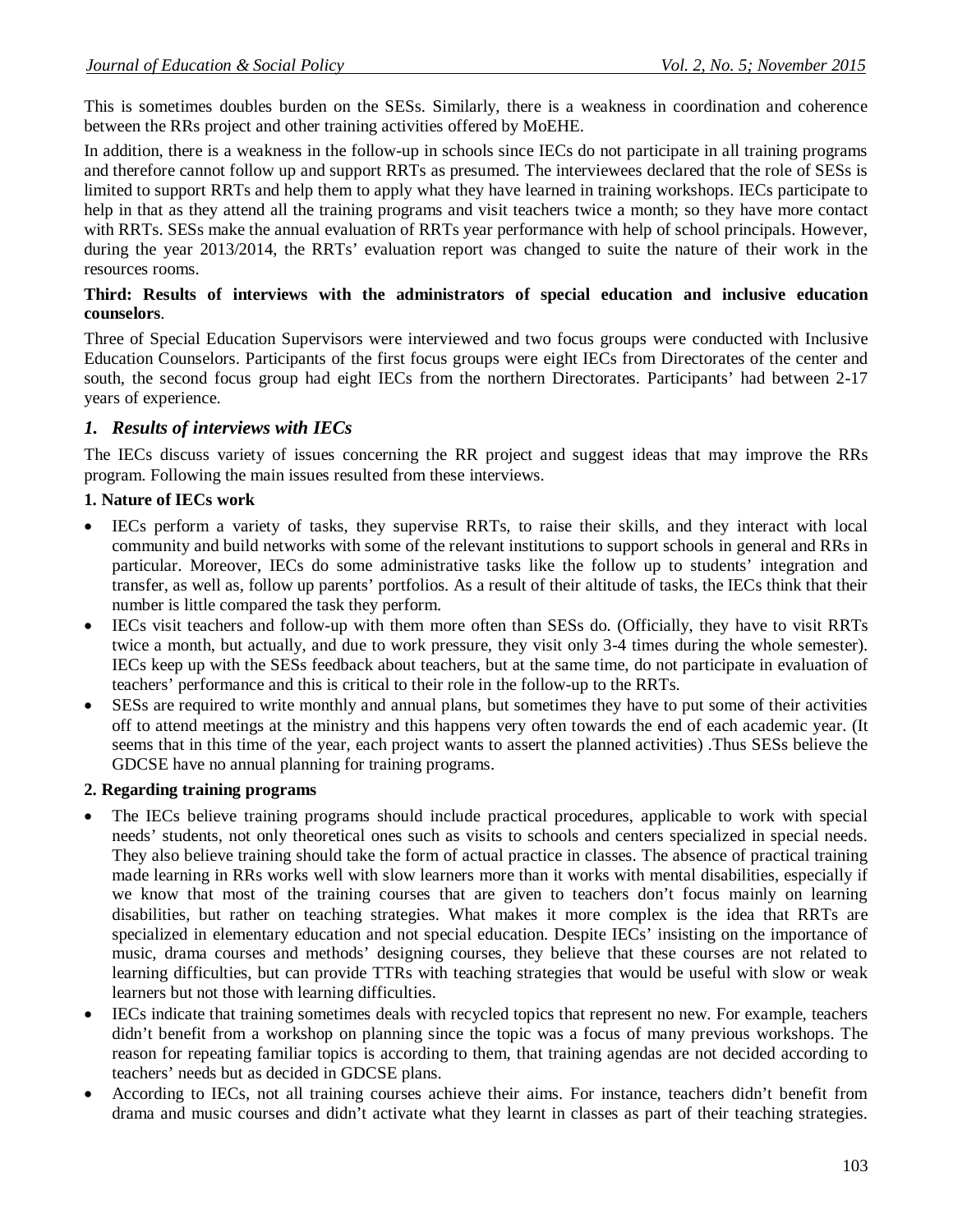This is sometimes doubles burden on the SESs. Similarly, there is a weakness in coordination and coherence between the RRs project and other training activities offered by MoEHE.

In addition, there is a weakness in the follow-up in schools since IECs do not participate in all training programs and therefore cannot follow up and support RRTs as presumed. The interviewees declared that the role of SESs is limited to support RRTs and help them to apply what they have learned in training workshops. IECs participate to help in that as they attend all the training programs and visit teachers twice a month; so they have more contact with RRTs. SESs make the annual evaluation of RRTs year performance with help of school principals. However, during the year 2013/2014, the RRTs' evaluation report was changed to suite the nature of their work in the resources rooms.

**Third: Results of interviews with the administrators of special education and inclusive education counselors**.

Three of Special Education Supervisors were interviewed and two focus groups were conducted with Inclusive Education Counselors. Participants of the first focus groups were eight IECs from Directorates of the center and south, the second focus group had eight IECs from the northern Directorates. Participants' had between 2-17 years of experience.

## *1. Results of interviews with IECs*

The IECs discuss variety of issues concerning the RR project and suggest ideas that may improve the RRs program. Following the main issues resulted from these interviews.

**1. Nature of IECs work**

- IECs perform a variety of tasks, they supervise RRTs, to raise their skills, and they interact with local community and build networks with some of the relevant institutions to support schools in general and RRs in particular. Moreover, IECs do some administrative tasks like the follow up to students' integration and transfer, as well as, follow up parents' portfolios. As a result of their altitude of tasks, the IECs think that their number is little compared the task they perform.
- IECs visit teachers and follow-up with them more often than SESs do. (Officially, they have to visit RRTs twice a month, but actually, and due to work pressure, they visit only 3-4 times during the whole semester). IECs keep up with the SESs feedback about teachers, but at the same time, do not participate in evaluation of teachers' performance and this is critical to their role in the follow-up to the RRTs.
- SESs are required to write monthly and annual plans, but sometimes they have to put some of their activities off to attend meetings at the ministry and this happens very often towards the end of each academic year. (It seems that in this time of the year, each project wants to assert the planned activities) .Thus SESs believe the GDCSE have no annual planning for training programs.

**2. Regarding training programs**

- The IECs believe training programs should include practical procedures, applicable to work with special needs' students, not only theoretical ones such as visits to schools and centers specialized in special needs. They also believe training should take the form of actual practice in classes. The absence of practical training made learning in RRs works well with slow learners more than it works with mental disabilities, especially if we know that most of the training courses that are given to teachers don't focus mainly on learning disabilities, but rather on teaching strategies. What makes it more complex is the idea that RRTs are specialized in elementary education and not special education. Despite IECs' insisting on the importance of music, drama courses and methods' designing courses, they believe that these courses are not related to learning difficulties, but can provide TTRs with teaching strategies that would be useful with slow or weak learners but not those with learning difficulties.
- IECs indicate that training sometimes deals with recycled topics that represent no new. For example, teachers didn't benefit from a workshop on planning since the topic was a focus of many previous workshops. The reason for repeating familiar topics is according to them, that training agendas are not decided according to teachers' needs but as decided in GDCSE plans.
- According to IECs, not all training courses achieve their aims. For instance, teachers didn't benefit from drama and music courses and didn't activate what they learnt in classes as part of their teaching strategies.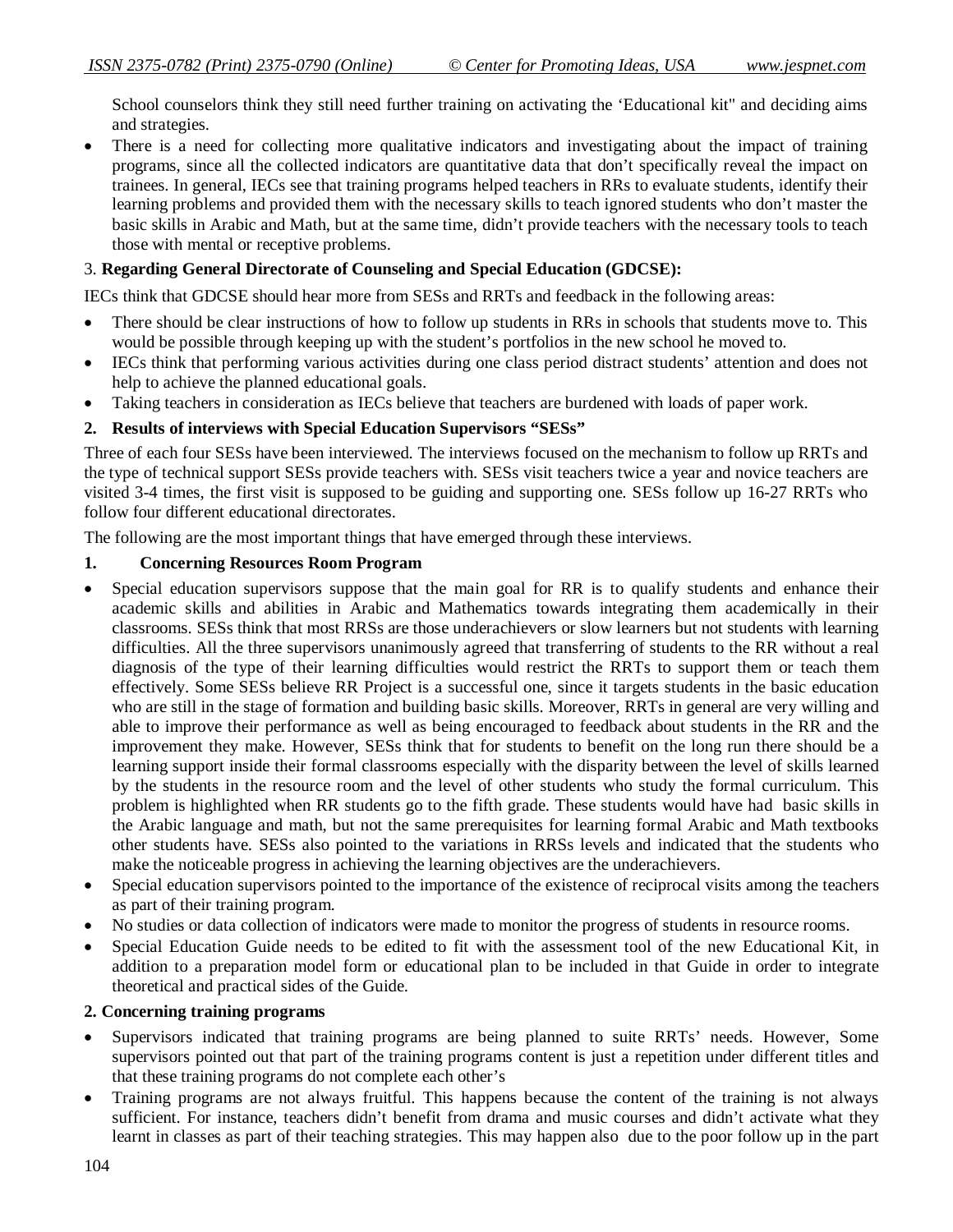School counselors think they still need further training on activating the 'Educational kit" and deciding aims and strategies.

- There is a need for collecting more qualitative indicators and investigating about the impact of training programs, since all the collected indicators are quantitative data that don't specifically reveal the impact on trainees. In general, IECs see that training programs helped teachers in RRs to evaluate students, identify their learning problems and provided them with the necessary skills to teach ignored students who don't master the basic skills in Arabic and Math, but at the same time, didn't provide teachers with the necessary tools to teach those with mental or receptive problems.

3. **Regarding General Directorate of Counseling and Special Education (GDCSE):**

IECs think that GDCSE should hear more from SESs and RRTs and feedback in the following areas:

- There should be clear instructions of how to follow up students in RRs in schools that students move to. This would be possible through keeping up with the student's portfolios in the new school he moved to.
- IECs think that performing various activities during one class period distract students' attention and does not help to achieve the planned educational goals.
- Taking teachers in consideration as IECs believe that teachers are burdened with loads of paper work.

**2. Results of interviews with Special Education Supervisors "SESs"**

Three of each four SESs have been interviewed. The interviews focused on the mechanism to follow up RRTs and the type of technical support SESs provide teachers with. SESs visit teachers twice a year and novice teachers are visited 3-4 times, the first visit is supposed to be guiding and supporting one. SESs follow up 16-27 RRTs who follow four different educational directorates.

The following are the most important things that have emerged through these interviews.

**1. Concerning Resources Room Program**

- Special education supervisors suppose that the main goal for RR is to qualify students and enhance their academic skills and abilities in Arabic and Mathematics towards integrating them academically in their classrooms. SESs think that most RRSs are those underachievers or slow learners but not students with learning difficulties. All the three supervisors unanimously agreed that transferring of students to the RR without a real diagnosis of the type of their learning difficulties would restrict the RRTs to support them or teach them effectively. Some SESs believe RR Project is a successful one, since it targets students in the basic education who are still in the stage of formation and building basic skills. Moreover, RRTs in general are very willing and able to improve their performance as well as being encouraged to feedback about students in the RR and the improvement they make. However, SESs think that for students to benefit on the long run there should be a learning support inside their formal classrooms especially with the disparity between the level of skills learned by the students in the resource room and the level of other students who study the formal curriculum. This problem is highlighted when RR students go to the fifth grade. These students would have had basic skills in the Arabic language and math, but not the same prerequisites for learning formal Arabic and Math textbooks other students have. SESs also pointed to the variations in RRSs levels and indicated that the students who make the noticeable progress in achieving the learning objectives are the underachievers.
- Special education supervisors pointed to the importance of the existence of reciprocal visits among the teachers as part of their training program.
- No studies or data collection of indicators were made to monitor the progress of students in resource rooms.
- Special Education Guide needs to be edited to fit with the assessment tool of the new Educational Kit, in addition to a preparation model form or educational plan to be included in that Guide in order to integrate theoretical and practical sides of the Guide.

**2. Concerning training programs**

- Supervisors indicated that training programs are being planned to suite RRTs' needs. However, Some supervisors pointed out that part of the training programs content is just a repetition under different titles and that these training programs do not complete each other's
- Training programs are not always fruitful. This happens because the content of the training is not always sufficient. For instance, teachers didn't benefit from drama and music courses and didn't activate what they learnt in classes as part of their teaching strategies. This may happen also due to the poor follow up in the part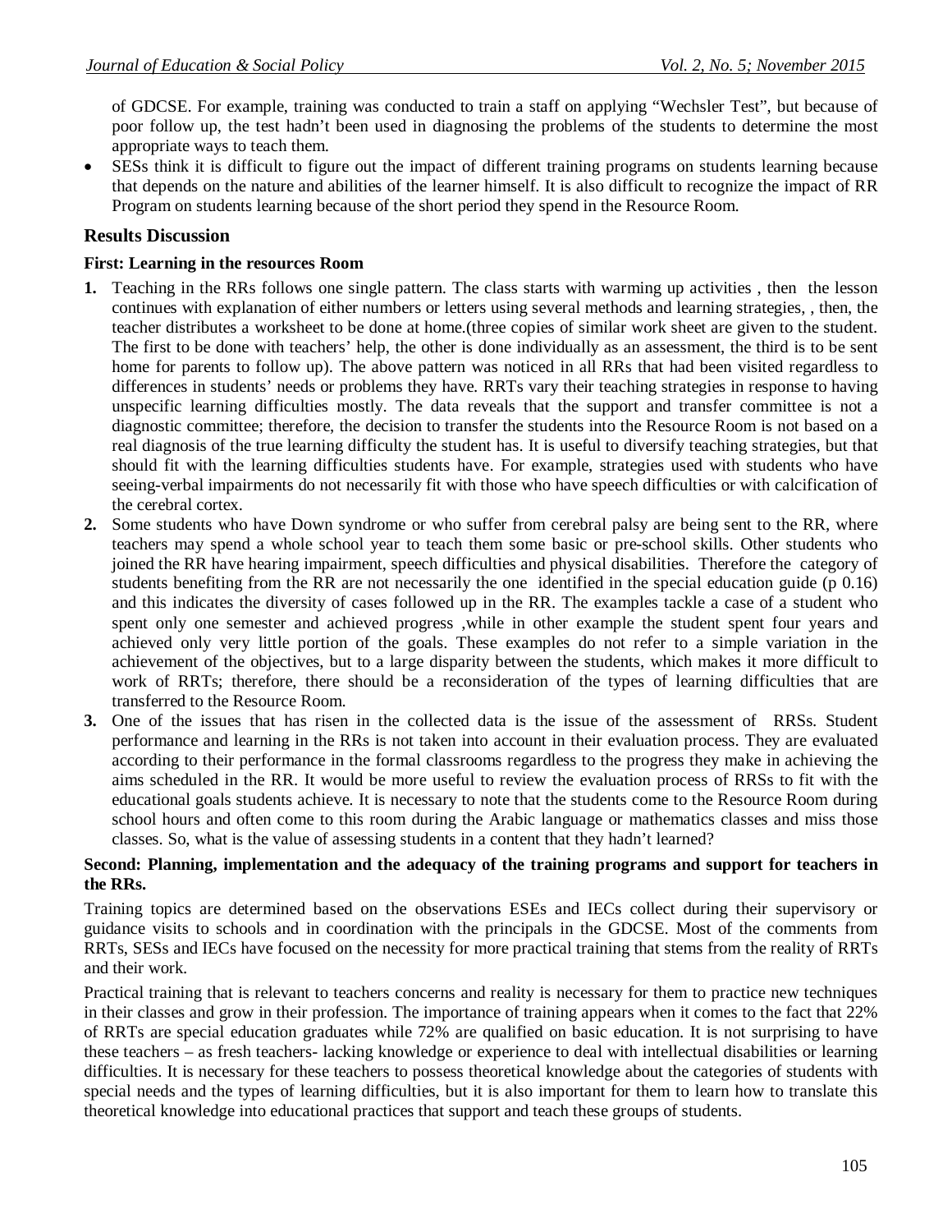of GDCSE. For example, training was conducted to train a staff on applying "Wechsler Test", but because of poor follow up, the test hadn't been used in diagnosing the problems of the students to determine the most appropriate ways to teach them.

- SESs think it is difficult to figure out the impact of different training programs on students learning because that depends on the nature and abilities of the learner himself. It is also difficult to recognize the impact of RR Program on students learning because of the short period they spend in the Resource Room.

## Results Discussion

### First: Learning in the resources Room

1. Teaching in the RRs follows one single pattern. The class starts with warming up activities , then the lesson continues with explanation of either numbers or letters using several methods and learning strategies, , then, the teacher distributes a worksheet to be done at home.(three copies of similar work sheet are given to the student. The first to be done with teachers' help, the other is done individually as an assessment, the third is to be sent home for parents to follow up). The above pattern was noticed in all RRs that had been visited regardless to differences in students' needs or problems they have. RRTs vary their teaching strategies in response to having unspecific learning difficulties mostly. The data reveals that the support and transfer committee is not a diagnostic committee; therefore, the decision to transfer the students into the Resource Room is not based on a real diagnosis of the true learning difficulty the student has. It is useful to diversify teaching strategies, but that should fit with the learning difficulties students have. For example, strategies used with students who have seeing-verbal impairments do not necessarily fit with those who have speech difficulties or with calcification of the cerebral cortex.
2. Some students who have Down syndrome or who suffer from cerebral palsy are being sent to the RR, where teachers may spend a whole school year to teach them some basic or pre-school skills. Other students who joined the RR have hearing impairment, speech difficulties and physical disabilities. Therefore the category of students benefiting from the RR are not necessarily the one identified in the special education guide (p 0.16) and this indicates the diversity of cases followed up in the RR. The examples tackle a case of a student who spent only one semester and achieved progress ,while in other example the student spent four years and achieved only very little portion of the goals. These examples do not refer to a simple variation in the achievement of the objectives, but to a large disparity between the students, which makes it more difficult to work of RRTs; therefore, there should be a reconsideration of the types of learning difficulties that are transferred to the Resource Room.
3. One of the issues that has risen in the collected data is the issue of the assessment of RRSs. Student performance and learning in the RRs is not taken into account in their evaluation process. They are evaluated according to their performance in the formal classrooms regardless to the progress they make in achieving the aims scheduled in the RR. It would be more useful to review the evaluation process of RRSs to fit with the educational goals students achieve. It is necessary to note that the students come to the Resource Room during school hours and often come to this room during the Arabic language or mathematics classes and miss those classes. So, what is the value of assessing students in a content that they hadn't learned?

### Second: Planning, implementation and the adequacy of the training programs and support for teachers in the RRs.

Training topics are determined based on the observations ESEs and IECs collect during their supervisory or guidance visits to schools and in coordination with the principals in the GDCSE. Most of the comments from RRTs, SESs and IECs have focused on the necessity for more practical training that stems from the reality of RRTs and their work.

Practical training that is relevant to teachers concerns and reality is necessary for them to practice new techniques in their classes and grow in their profession. The importance of training appears when it comes to the fact that 22% of RRTs are special education graduates while 72% are qualified on basic education. It is not surprising to have these teachers – as fresh teachers- lacking knowledge or experience to deal with intellectual disabilities or learning difficulties. It is necessary for these teachers to possess theoretical knowledge about the categories of students with special needs and the types of learning difficulties, but it is also important for them to learn how to translate this theoretical knowledge into educational practices that support and teach these groups of students.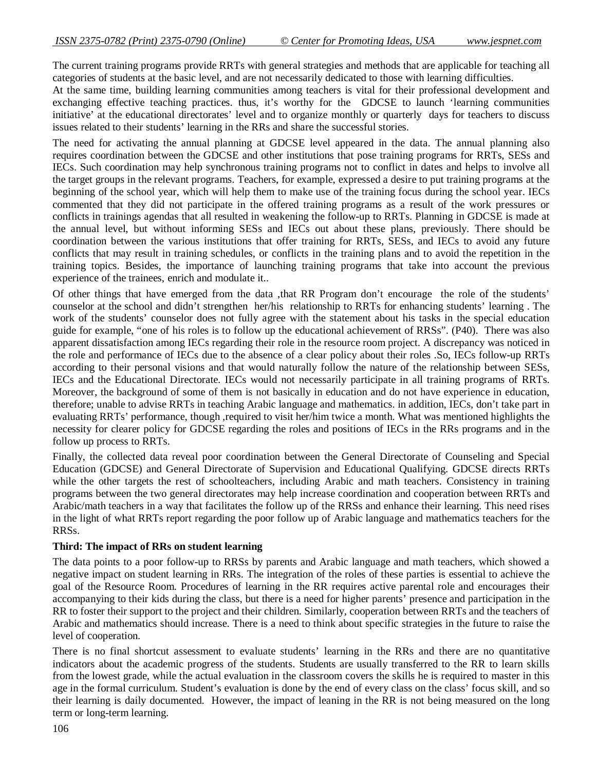The current training programs provide RRTs with general strategies and methods that are applicable for teaching all categories of students at the basic level, and are not necessarily dedicated to those with learning difficulties.

At the same time, building learning communities among teachers is vital for their professional development and exchanging effective teaching practices. thus, it's worthy for the GDCSE to launch 'learning communities initiative' at the educational directorates' level and to organize monthly or quarterly days for teachers to discuss issues related to their students' learning in the RRs and share the successful stories.

The need for activating the annual planning at GDCSE level appeared in the data. The annual planning also requires coordination between the GDCSE and other institutions that pose training programs for RRTs, SESs and IECs. Such coordination may help synchronous training programs not to conflict in dates and helps to involve all the target groups in the relevant programs. Teachers, for example, expressed a desire to put training programs at the beginning of the school year, which will help them to make use of the training focus during the school year. IECs commented that they did not participate in the offered training programs as a result of the work pressures or conflicts in trainings agendas that all resulted in weakening the follow-up to RRTs. Planning in GDCSE is made at the annual level, but without informing SESs and IECs out about these plans, previously. There should be coordination between the various institutions that offer training for RRTs, SESs, and IECs to avoid any future conflicts that may result in training schedules, or conflicts in the training plans and to avoid the repetition in the training topics. Besides, the importance of launching training programs that take into account the previous experience of the trainees, enrich and modulate it..

Of other things that have emerged from the data ,that RR Program don't encourage the role of the students' counselor at the school and didn't strengthen her/his relationship to RRTs for enhancing students' learning . The work of the students' counselor does not fully agree with the statement about his tasks in the special education guide for example, "one of his roles is to follow up the educational achievement of RRSs". (P40). There was also apparent dissatisfaction among IECs regarding their role in the resource room project. A discrepancy was noticed in the role and performance of IECs due to the absence of a clear policy about their roles .So, IECs follow-up RRTs according to their personal visions and that would naturally follow the nature of the relationship between SESs, IECs and the Educational Directorate. IECs would not necessarily participate in all training programs of RRTs. Moreover, the background of some of them is not basically in education and do not have experience in education, therefore; unable to advise RRTs in teaching Arabic language and mathematics. in addition, IECs, don't take part in evaluating RRTs' performance, though ,required to visit her/him twice a month. What was mentioned highlights the necessity for clearer policy for GDCSE regarding the roles and positions of IECs in the RRs programs and in the follow up process to RRTs.

Finally, the collected data reveal poor coordination between the General Directorate of Counseling and Special Education (GDCSE) and General Directorate of Supervision and Educational Qualifying. GDCSE directs RRTs while the other targets the rest of schoolteachers, including Arabic and math teachers. Consistency in training programs between the two general directorates may help increase coordination and cooperation between RRTs and Arabic/math teachers in a way that facilitates the follow up of the RRSs and enhance their learning. This need rises in the light of what RRTs report regarding the poor follow up of Arabic language and mathematics teachers for the RRSs.

**Third: The impact of RRs on student learning**

The data points to a poor follow-up to RRSs by parents and Arabic language and math teachers, which showed a negative impact on student learning in RRs. The integration of the roles of these parties is essential to achieve the goal of the Resource Room. Procedures of learning in the RR requires active parental role and encourages their accompanying to their kids during the class, but there is a need for higher parents' presence and participation in the RR to foster their support to the project and their children. Similarly, cooperation between RRTs and the teachers of Arabic and mathematics should increase. There is a need to think about specific strategies in the future to raise the level of cooperation.

There is no final shortcut assessment to evaluate students' learning in the RRs and there are no quantitative indicators about the academic progress of the students. Students are usually transferred to the RR to learn skills from the lowest grade, while the actual evaluation in the classroom covers the skills he is required to master in this age in the formal curriculum. Student's evaluation is done by the end of every class on the class' focus skill, and so their learning is daily documented. However, the impact of leaning in the RR is not being measured on the long term or long-term learning.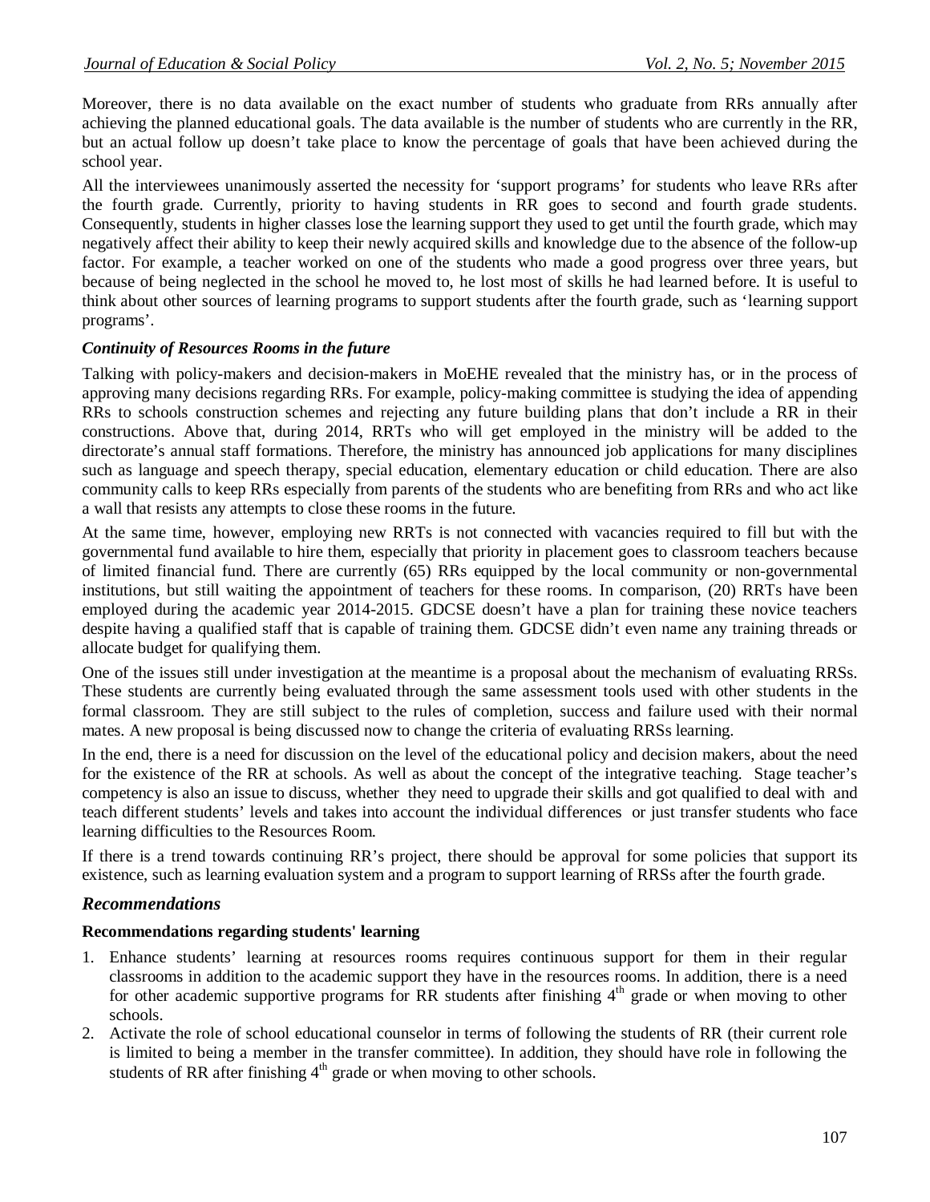Moreover, there is no data available on the exact number of students who graduate from RRs annually after achieving the planned educational goals. The data available is the number of students who are currently in the RR, but an actual follow up doesn't take place to know the percentage of goals that have been achieved during the school year.

All the interviewees unanimously asserted the necessity for 'support programs' for students who leave RRs after the fourth grade. Currently, priority to having students in RR goes to second and fourth grade students. Consequently, students in higher classes lose the learning support they used to get until the fourth grade, which may negatively affect their ability to keep their newly acquired skills and knowledge due to the absence of the follow-up factor. For example, a teacher worked on one of the students who made a good progress over three years, but because of being neglected in the school he moved to, he lost most of skills he had learned before. It is useful to think about other sources of learning programs to support students after the fourth grade, such as 'learning support programs'.

### *Continuity of Resources Rooms in the future*

Talking with policy-makers and decision-makers in MoEHE revealed that the ministry has, or in the process of approving many decisions regarding RRs. For example, policy-making committee is studying the idea of appending RRs to schools construction schemes and rejecting any future building plans that don't include a RR in their constructions. Above that, during 2014, RRTs who will get employed in the ministry will be added to the directorate's annual staff formations. Therefore, the ministry has announced job applications for many disciplines such as language and speech therapy, special education, elementary education or child education. There are also community calls to keep RRs especially from parents of the students who are benefiting from RRs and who act like a wall that resists any attempts to close these rooms in the future.

At the same time, however, employing new RRTs is not connected with vacancies required to fill but with the governmental fund available to hire them, especially that priority in placement goes to classroom teachers because of limited financial fund. There are currently (65) RRs equipped by the local community or non-governmental institutions, but still waiting the appointment of teachers for these rooms. In comparison, (20) RRTs have been employed during the academic year 2014-2015. GDCSE doesn't have a plan for training these novice teachers despite having a qualified staff that is capable of training them. GDCSE didn't even name any training threads or allocate budget for qualifying them.

One of the issues still under investigation at the meantime is a proposal about the mechanism of evaluating RRSs. These students are currently being evaluated through the same assessment tools used with other students in the formal classroom. They are still subject to the rules of completion, success and failure used with their normal mates. A new proposal is being discussed now to change the criteria of evaluating RRSs learning.

In the end, there is a need for discussion on the level of the educational policy and decision makers, about the need for the existence of the RR at schools. As well as about the concept of the integrative teaching. Stage teacher's competency is also an issue to discuss, whether they need to upgrade their skills and got qualified to deal with and teach different students' levels and takes into account the individual differences or just transfer students who face learning difficulties to the Resources Room.

If there is a trend towards continuing RR's project, there should be approval for some policies that support its existence, such as learning evaluation system and a program to support learning of RRSs after the fourth grade.

## *Recommendations*

**Recommendations regarding students' learning**

1. Enhance students' learning at resources rooms requires continuous support for them in their regular classrooms in addition to the academic support they have in the resources rooms. In addition, there is a need for other academic supportive programs for RR students after finishing 4th grade or when moving to other schools.
2. Activate the role of school educational counselor in terms of following the students of RR (their current role is limited to being a member in the transfer committee). In addition, they should have role in following the students of RR after finishing 4th grade or when moving to other schools.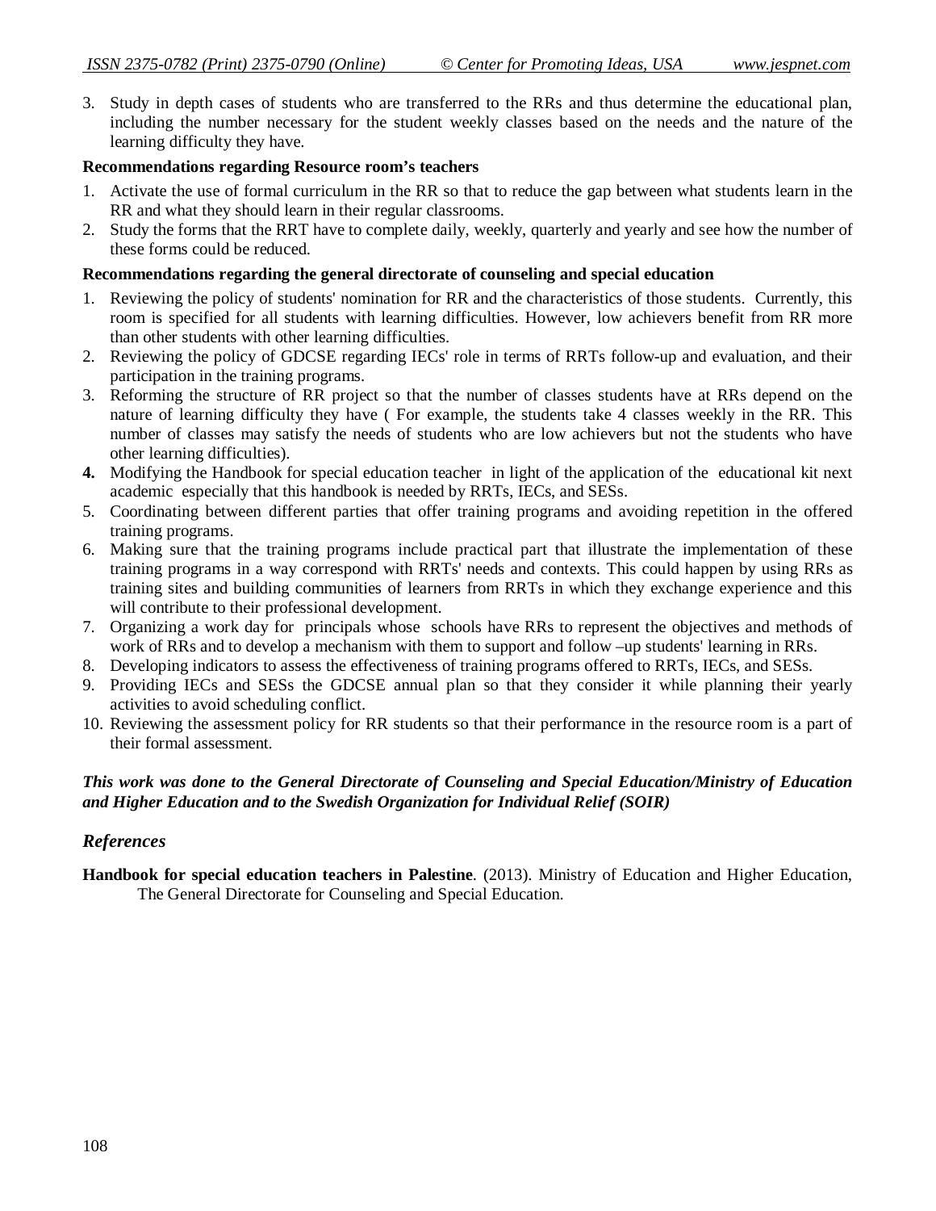3. Study in depth cases of students who are transferred to the RRs and thus determine the educational plan, including the number necessary for the student weekly classes based on the needs and the nature of the learning difficulty they have.

**Recommendations regarding Resource room's teachers**

1. Activate the use of formal curriculum in the RR so that to reduce the gap between what students learn in the RR and what they should learn in their regular classrooms.
2. Study the forms that the RRT have to complete daily, weekly, quarterly and yearly and see how the number of these forms could be reduced.

**Recommendations regarding the general directorate of counseling and special education**

1. Reviewing the policy of students' nomination for RR and the characteristics of those students. Currently, this room is specified for all students with learning difficulties. However, low achievers benefit from RR more than other students with other learning difficulties.
2. Reviewing the policy of GDCSE regarding IECs' role in terms of RRTs follow-up and evaluation, and their participation in the training programs.
3. Reforming the structure of RR project so that the number of classes students have at RRs depend on the nature of learning difficulty they have ( For example, the students take 4 classes weekly in the RR. This number of classes may satisfy the needs of students who are low achievers but not the students who have other learning difficulties).
4. Modifying the Handbook for special education teacher in light of the application of the educational kit next academic especially that this handbook is needed by RRTs, IECs, and SESs.
5. Coordinating between different parties that offer training programs and avoiding repetition in the offered training programs.
6. Making sure that the training programs include practical part that illustrate the implementation of these training programs in a way correspond with RRTs' needs and contexts. This could happen by using RRs as training sites and building communities of learners from RRTs in which they exchange experience and this will contribute to their professional development.
7. Organizing a work day for principals whose schools have RRs to represent the objectives and methods of work of RRs and to develop a mechanism with them to support and follow –up students' learning in RRs.
8. Developing indicators to assess the effectiveness of training programs offered to RRTs, IECs, and SESs.
9. Providing IECs and SESs the GDCSE annual plan so that they consider it while planning their yearly activities to avoid scheduling conflict.
10. Reviewing the assessment policy for RR students so that their performance in the resource room is a part of their formal assessment.

***This work was done to the General Directorate of Counseling and Special Education/Ministry of Education and Higher Education and to the Swedish Organization for Individual Relief (SOIR)***

## *References*

**Handbook for special education teachers in Palestine**. (2013). Ministry of Education and Higher Education, The General Directorate for Counseling and Special Education.